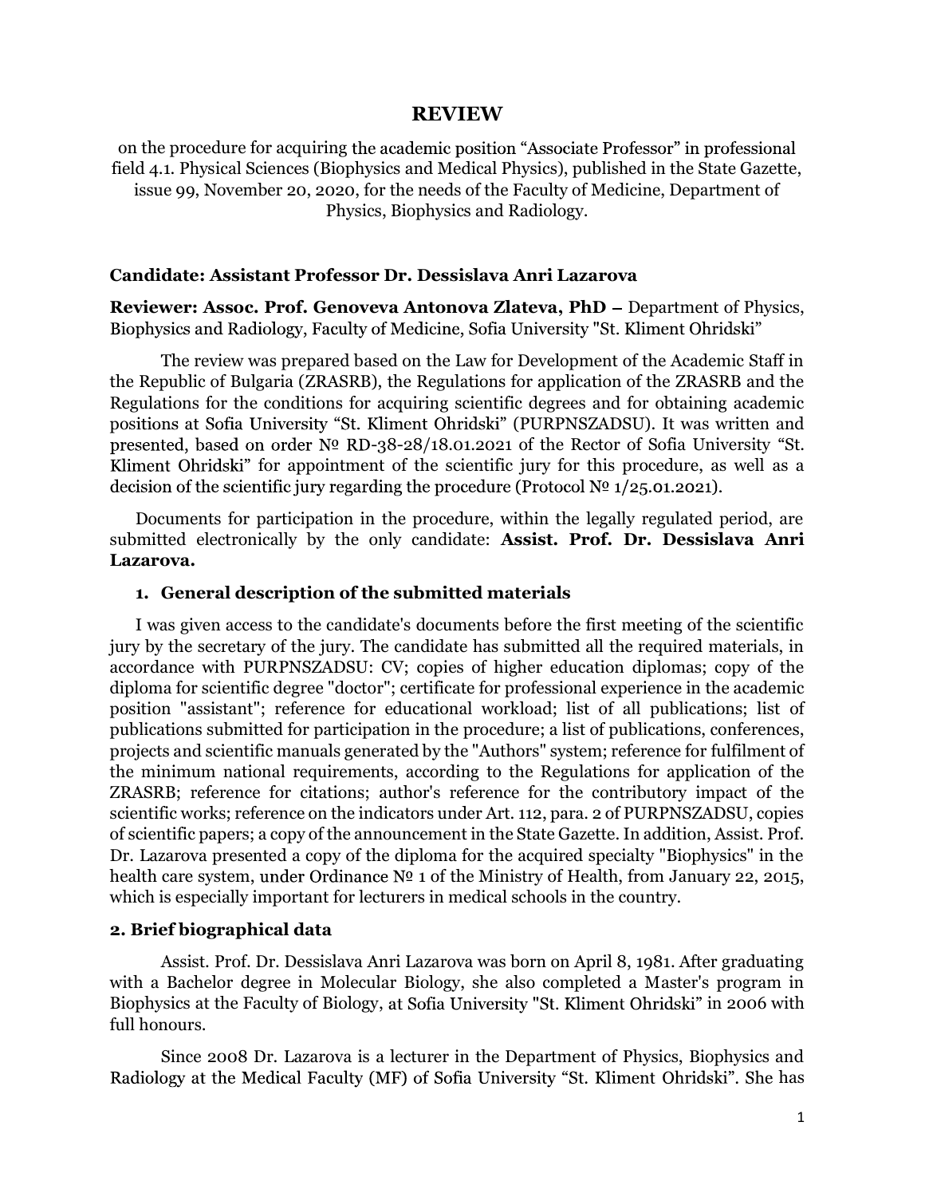# REVIEW

on the procedure for acquiring the academic position "Associate Professor" in professional field 4.1. Physical Sciences (Biophysics and Medical Physics), published in the State Gazette, issue 99, November 20, 2020, for the needs of the Faculty of Medicine, Department of Physics, Biophysics and Radiology.

**Candidate: Assistant Professor Dr. Dessislava Anri Lazarova**

**Reviewer: Assoc. Prof. Genoveva Antonova Zlateva, PhD –** Department of Physics, Biophysics and Radiology, Faculty of Medicine, Sofia University "St. Kliment Ohridski"

The review was prepared based on the Law for Development of the Academic Staff in the Republic of Bulgaria (ZRASRB), the Regulations for application of the ZRASRB and the Regulations for the conditions for acquiring scientific degrees and for obtaining academic positions at Sofia University "St. Kliment Ohridski" (PURPNSZADSU). It was written and presented, based on order № RD-38-28/18.01.2021 of the Rector of Sofia University "St. Kliment Ohridski" for appointment of the scientific jury for this procedure, as well as a decision of the scientific jury regarding the procedure (Protocol № 1/25.01.2021).

Documents for participation in the procedure, within the legally regulated period, are submitted electronically by the only candidate: **Assist. Prof. Dr. Dessislava Anri Lazarova.**

## 1. General description of the submitted materials

I was given access to the candidate's documents before the first meeting of the scientific jury by the secretary of the jury. The candidate has submitted all the required materials, in accordance with PURPNSZADSU: CV; copies of higher education diplomas; copy of the diploma for scientific degree "doctor"; certificate for professional experience in the academic position "assistant"; reference for educational workload; list of all publications; list of publications submitted for participation in the procedure; a list of publications, conferences, projects and scientific manuals generated by the "Authors" system; reference for fulfilment of the minimum national requirements, according to the Regulations for application of the ZRASRB; reference for citations; author's reference for the contributory impact of the scientific works; reference on the indicators under Art. 112, para. 2 of PURPNSZADSU, copies of scientific papers; a copy of the announcement in the State Gazette. In addition, Assist. Prof. Dr. Lazarova presented a copy of the diploma for the acquired specialty "Biophysics" in the health care system, under Ordinance № 1 of the Ministry of Health, from January 22, 2015, which is especially important for lecturers in medical schools in the country.

## 2. Brief biographical data

Assist. Prof. Dr. Dessislava Anri Lazarova was born on April 8, 1981. After graduating with a Bachelor degree in Molecular Biology, she also completed a Master's program in Biophysics at the Faculty of Biology, at Sofia University "St. Kliment Ohridski" in 2006 with full honours.

Since 2008 Dr. Lazarova is a lecturer in the Department of Physics, Biophysics and Radiology at the Medical Faculty (MF) of Sofia University "St. Kliment Ohridski". She has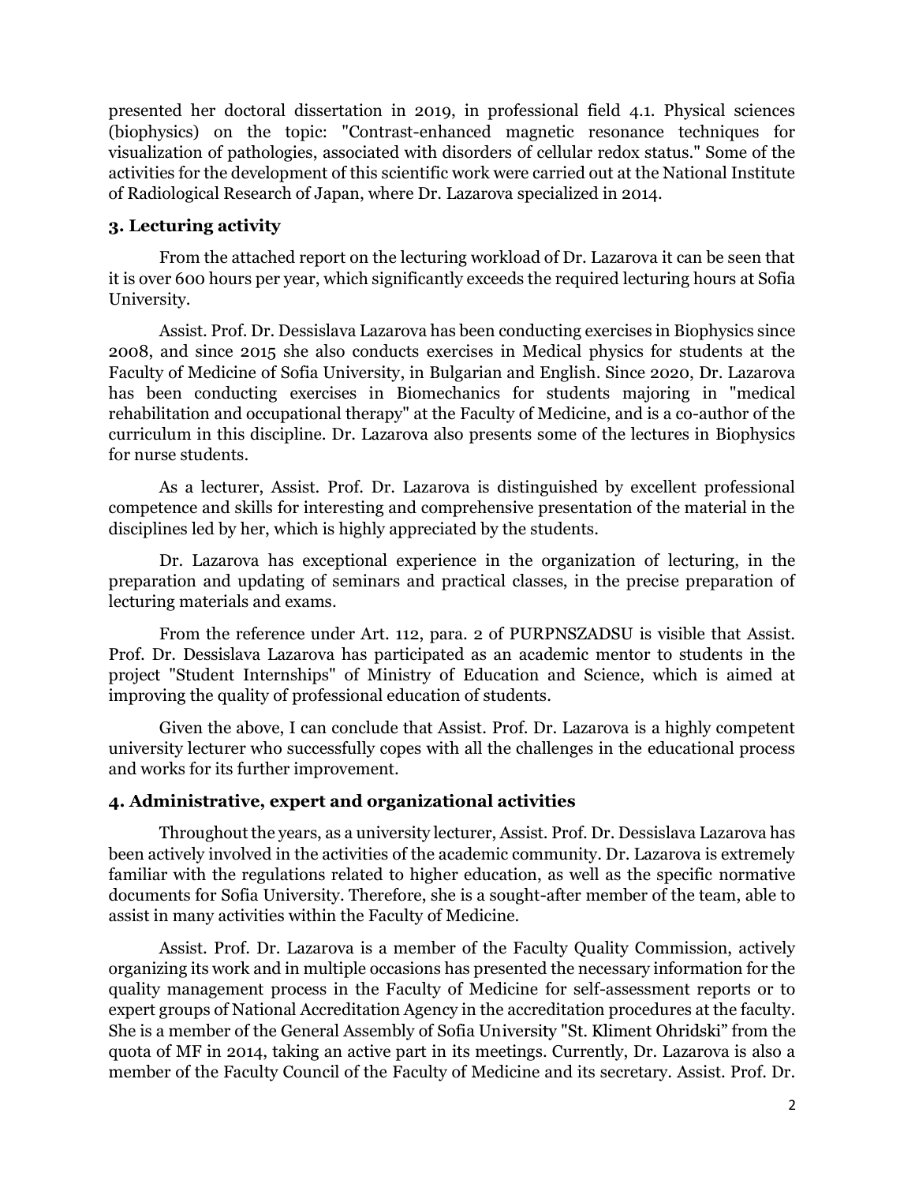presented her doctoral dissertation in 2019, in professional field 4.1. Physical sciences (biophysics) on the topic: "Contrast-enhanced magnetic resonance techniques for visualization of pathologies, associated with disorders of cellular redox status." Some of the activities for the development of this scientific work were carried out at the National Institute of Radiological Research of Japan, where Dr. Lazarova specialized in 2014.

### 3. Lecturing activity

From the attached report on the lecturing workload of Dr. Lazarova it can be seen that it is over 600 hours per year, which significantly exceeds the required lecturing hours at Sofia University.

Assist. Prof. Dr. Dessislava Lazarova has been conducting exercises in Biophysics since 2008, and since 2015 she also conducts exercises in Medical physics for students at the Faculty of Medicine of Sofia University, in Bulgarian and English. Since 2020, Dr. Lazarova has been conducting exercises in Biomechanics for students majoring in "medical rehabilitation and occupational therapy" at the Faculty of Medicine, and is a co-author of the curriculum in this discipline. Dr. Lazarova also presents some of the lectures in Biophysics for nurse students.

As a lecturer, Assist. Prof. Dr. Lazarova is distinguished by excellent professional competence and skills for interesting and comprehensive presentation of the material in the disciplines led by her, which is highly appreciated by the students.

Dr. Lazarova has exceptional experience in the organization of lecturing, in the preparation and updating of seminars and practical classes, in the precise preparation of lecturing materials and exams.

From the reference under Art. 112, para. 2 of PURPNSZADSU is visible that Assist. Prof. Dr. Dessislava Lazarova has participated as an academic mentor to students in the project "Student Internships" of Ministry of Education and Science, which is aimed at improving the quality of professional education of students.

Given the above, I can conclude that Assist. Prof. Dr. Lazarova is a highly competent university lecturer who successfully copes with all the challenges in the educational process and works for its further improvement.

### 4. Administrative, expert and organizational activities

Throughout the years, as a university lecturer, Assist. Prof. Dr. Dessislava Lazarova has been actively involved in the activities of the academic community. Dr. Lazarova is extremely familiar with the regulations related to higher education, as well as the specific normative documents for Sofia University. Therefore, she is a sought-after member of the team, able to assist in many activities within the Faculty of Medicine.

Assist. Prof. Dr. Lazarova is a member of the Faculty Quality Commission, actively organizing its work and in multiple occasions has presented the necessary information for the quality management process in the Faculty of Medicine for self-assessment reports or to expert groups of National Accreditation Agency in the accreditation procedures at the faculty. She is a member of the General Assembly of Sofia University "St. Kliment Ohridski" from the quota of MF in 2014, taking an active part in its meetings. Currently, Dr. Lazarova is also a member of the Faculty Council of the Faculty of Medicine and its secretary. Assist. Prof. Dr.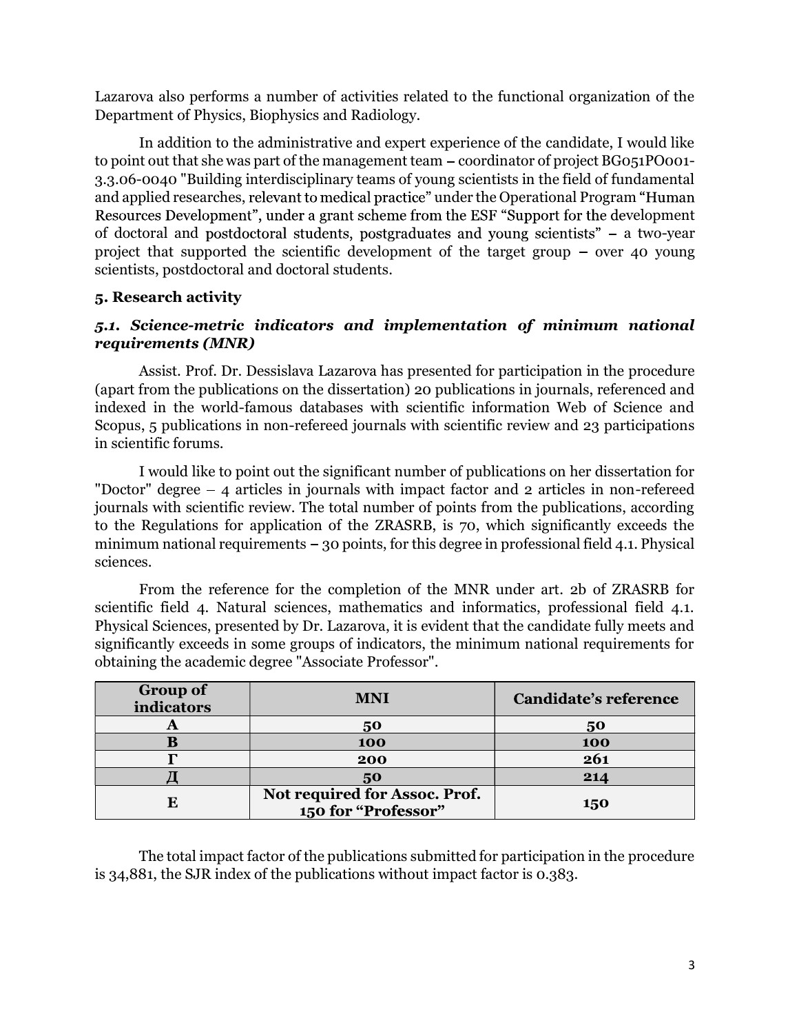Lazarova also performs a number of activities related to the functional organization of the Department of Physics, Biophysics and Radiology.

In addition to the administrative and expert experience of the candidate, I would like to point out that she was part of the management team – coordinator of project BG051PO001-3.3.06-0040 "Building interdisciplinary teams of young scientists in the field of fundamental and applied researches, relevant to medical practice" under the Operational Program "Human Resources Development", under a grant scheme from the ESF "Support for the development of doctoral and postdoctoral students, postgraduates and young scientists" – a two-year project that supported the scientific development of the target group – over 40 young scientists, postdoctoral and doctoral students.

## 5. Research activity

### *5.1. Science-metric indicators and implementation of minimum national requirements (MNR)*

Assist. Prof. Dr. Dessislava Lazarova has presented for participation in the procedure (apart from the publications on the dissertation) 20 publications in journals, referenced and indexed in the world-famous databases with scientific information Web of Science and Scopus, 5 publications in non-refereed journals with scientific review and 23 participations in scientific forums.

I would like to point out the significant number of publications on her dissertation for "Doctor" degree – 4 articles in journals with impact factor and 2 articles in non-refereed journals with scientific review. The total number of points from the publications, according to the Regulations for application of the ZRASRB, is 70, which significantly exceeds the minimum national requirements – 30 points, for this degree in professional field 4.1. Physical sciences.

From the reference for the completion of the MNR under art. 2b of ZRASRB for scientific field 4. Natural sciences, mathematics and informatics, professional field 4.1. Physical Sciences, presented by Dr. Lazarova, it is evident that the candidate fully meets and significantly exceeds in some groups of indicators, the minimum national requirements for obtaining the academic degree "Associate Professor".

| Group of indicators | MNI | Candidate's reference |
|---|---|---|
| А | 50 | 50 |
| В | 100 | 100 |
| Г | 200 | 261 |
| Д | 50 | 214 |
| Е | Not required for Assoc. Prof. 150 for "Professor" | 150 |

The total impact factor of the publications submitted for participation in the procedure is 34,881, the SJR index of the publications without impact factor is 0.383.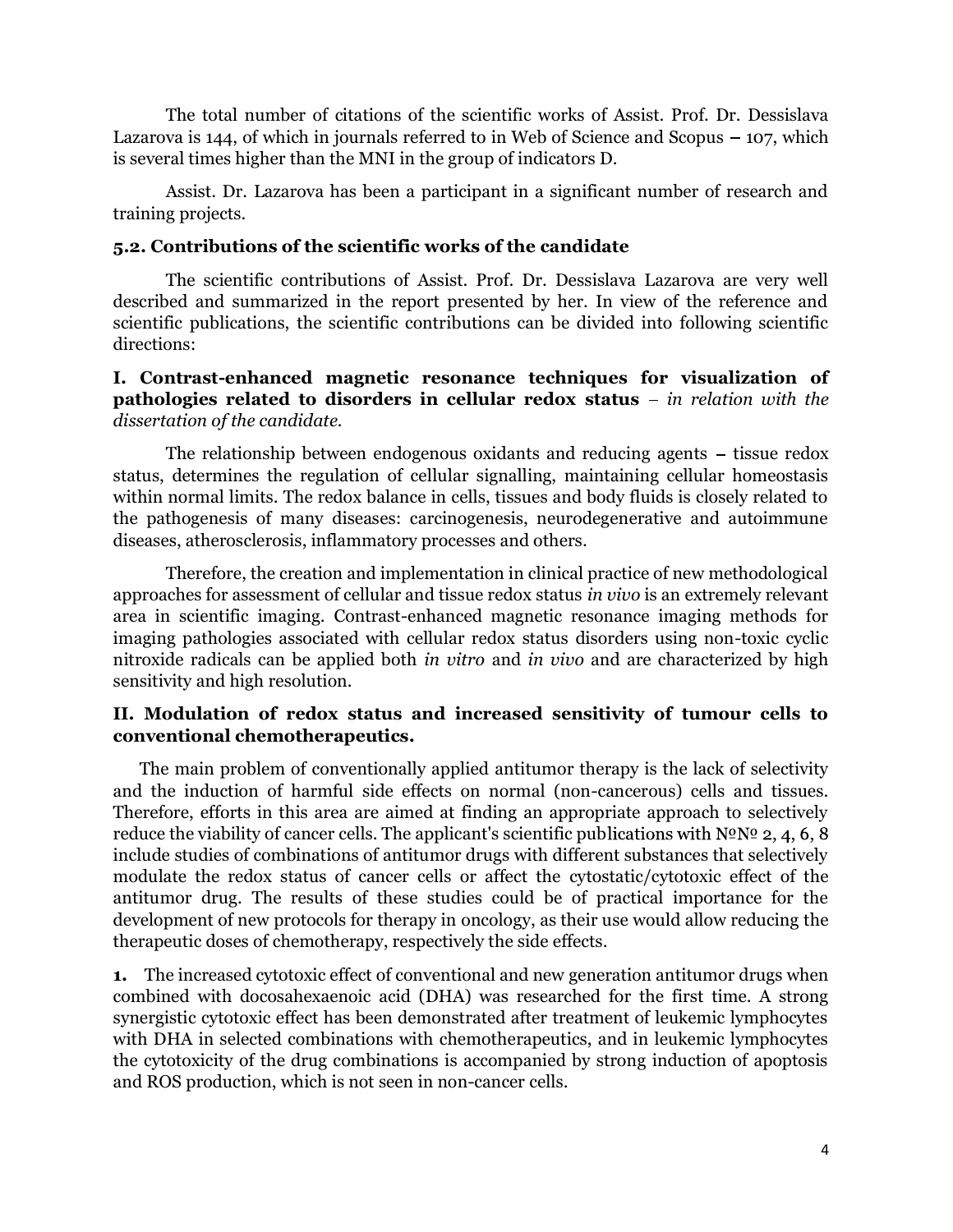The total number of citations of the scientific works of Assist. Prof. Dr. Dessislava Lazarova is 144, of which in journals referred to in Web of Science and Scopus – 107, which is several times higher than the MNI in the group of indicators D.

Assist. Dr. Lazarova has been a participant in a significant number of research and training projects.

### 5.2. Contributions of the scientific works of the candidate

The scientific contributions of Assist. Prof. Dr. Dessislava Lazarova are very well described and summarized in the report presented by her. In view of the reference and scientific publications, the scientific contributions can be divided into following scientific directions:

**I. Contrast-enhanced magnetic resonance techniques for visualization of pathologies related to disorders in cellular redox status** – *in relation with the dissertation of the candidate.*

The relationship between endogenous oxidants and reducing agents – tissue redox status, determines the regulation of cellular signalling, maintaining cellular homeostasis within normal limits. The redox balance in cells, tissues and body fluids is closely related to the pathogenesis of many diseases: carcinogenesis, neurodegenerative and autoimmune diseases, atherosclerosis, inflammatory processes and others.

Therefore, the creation and implementation in clinical practice of new methodological approaches for assessment of cellular and tissue redox status *in vivo* is an extremely relevant area in scientific imaging. Contrast-enhanced magnetic resonance imaging methods for imaging pathologies associated with cellular redox status disorders using non-toxic cyclic nitroxide radicals can be applied both *in vitro* and *in vivo* and are characterized by high sensitivity and high resolution.

**II. Modulation of redox status and increased sensitivity of tumour cells to conventional chemotherapeutics.**

The main problem of conventionally applied antitumor therapy is the lack of selectivity and the induction of harmful side effects on normal (non-cancerous) cells and tissues. Therefore, efforts in this area are aimed at finding an appropriate approach to selectively reduce the viability of cancer cells. The applicant's scientific publications with №№ 2, 4, 6, 8 include studies of combinations of antitumor drugs with different substances that selectively modulate the redox status of cancer cells or affect the cytostatic/cytotoxic effect of the antitumor drug. The results of these studies could be of practical importance for the development of new protocols for therapy in oncology, as their use would allow reducing the therapeutic doses of chemotherapy, respectively the side effects.

**1.** The increased cytotoxic effect of conventional and new generation antitumor drugs when combined with docosahexaenoic acid (DHA) was researched for the first time. A strong synergistic cytotoxic effect has been demonstrated after treatment of leukemic lymphocytes with DHA in selected combinations with chemotherapeutics, and in leukemic lymphocytes the cytotoxicity of the drug combinations is accompanied by strong induction of apoptosis and ROS production, which is not seen in non-cancer cells.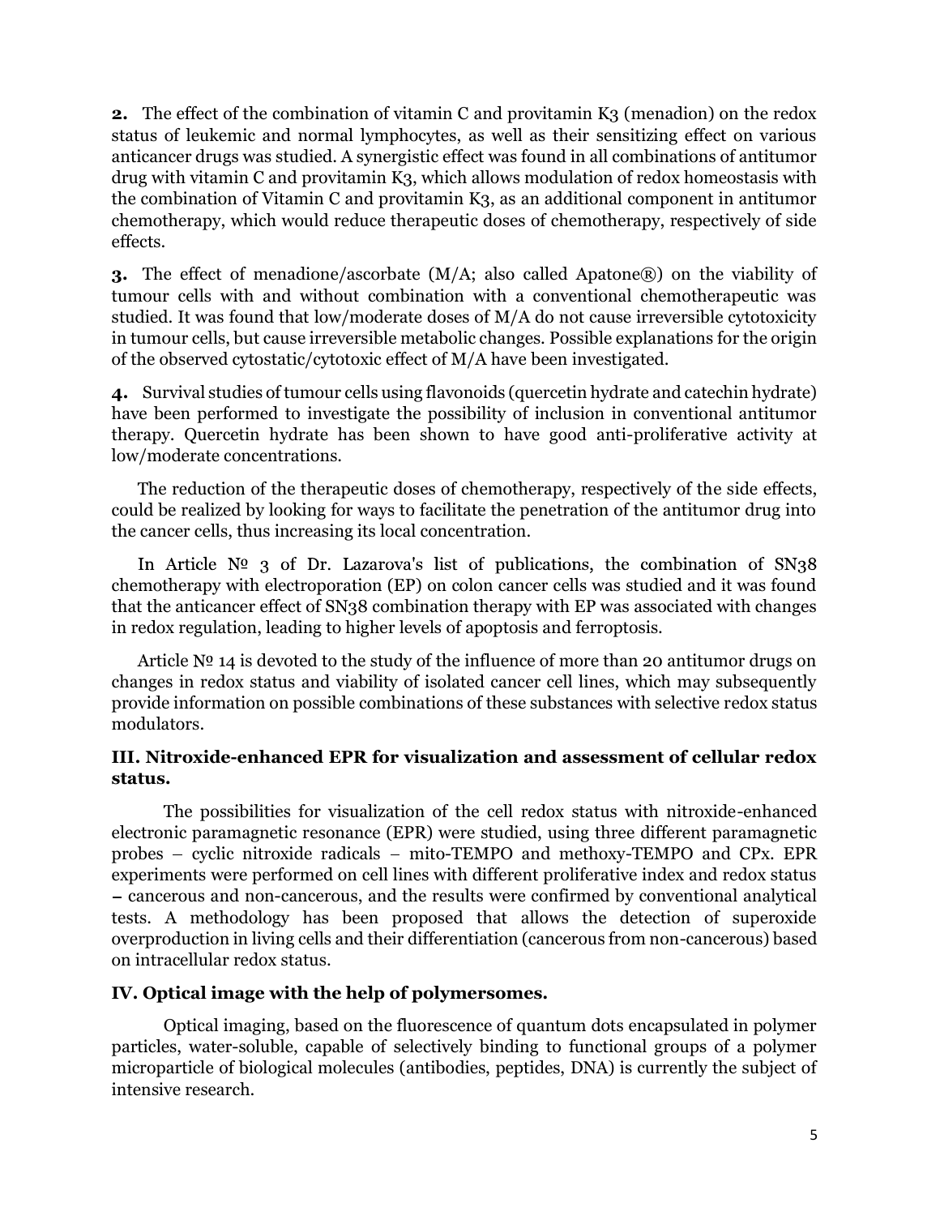**2.** The effect of the combination of vitamin C and provitamin K3 (menadion) on the redox status of leukemic and normal lymphocytes, as well as their sensitizing effect on various anticancer drugs was studied. A synergistic effect was found in all combinations of antitumor drug with vitamin C and provitamin K3, which allows modulation of redox homeostasis with the combination of Vitamin C and provitamin K3, as an additional component in antitumor chemotherapy, which would reduce therapeutic doses of chemotherapy, respectively of side effects.

**3.** The effect of menadione/ascorbate (M/A; also called Apatone®) on the viability of tumour cells with and without combination with a conventional chemotherapeutic was studied. It was found that low/moderate doses of M/A do not cause irreversible cytotoxicity in tumour cells, but cause irreversible metabolic changes. Possible explanations for the origin of the observed cytostatic/cytotoxic effect of M/A have been investigated.

**4.** Survival studies of tumour cells using flavonoids (quercetin hydrate and catechin hydrate) have been performed to investigate the possibility of inclusion in conventional antitumor therapy. Quercetin hydrate has been shown to have good anti-proliferative activity at low/moderate concentrations.

The reduction of the therapeutic doses of chemotherapy, respectively of the side effects, could be realized by looking for ways to facilitate the penetration of the antitumor drug into the cancer cells, thus increasing its local concentration.

In Article № 3 of Dr. Lazarova's list of publications, the combination of SN38 chemotherapy with electroporation (EP) on colon cancer cells was studied and it was found that the anticancer effect of SN38 combination therapy with EP was associated with changes in redox regulation, leading to higher levels of apoptosis and ferroptosis.

Article № 14 is devoted to the study of the influence of more than 20 antitumor drugs on changes in redox status and viability of isolated cancer cell lines, which may subsequently provide information on possible combinations of these substances with selective redox status modulators.

### III. Nitroxide-enhanced EPR for visualization and assessment of cellular redox status.

The possibilities for visualization of the cell redox status with nitroxide-enhanced electronic paramagnetic resonance (EPR) were studied, using three different paramagnetic probes – cyclic nitroxide radicals – mito-TEMPO and methoxy-TEMPO and CPx. EPR experiments were performed on cell lines with different proliferative index and redox status – cancerous and non-cancerous, and the results were confirmed by conventional analytical tests. A methodology has been proposed that allows the detection of superoxide overproduction in living cells and their differentiation (cancerous from non-cancerous) based on intracellular redox status.

### IV. Optical image with the help of polymersomes.

Optical imaging, based on the fluorescence of quantum dots encapsulated in polymer particles, water-soluble, capable of selectively binding to functional groups of a polymer microparticle of biological molecules (antibodies, peptides, DNA) is currently the subject of intensive research.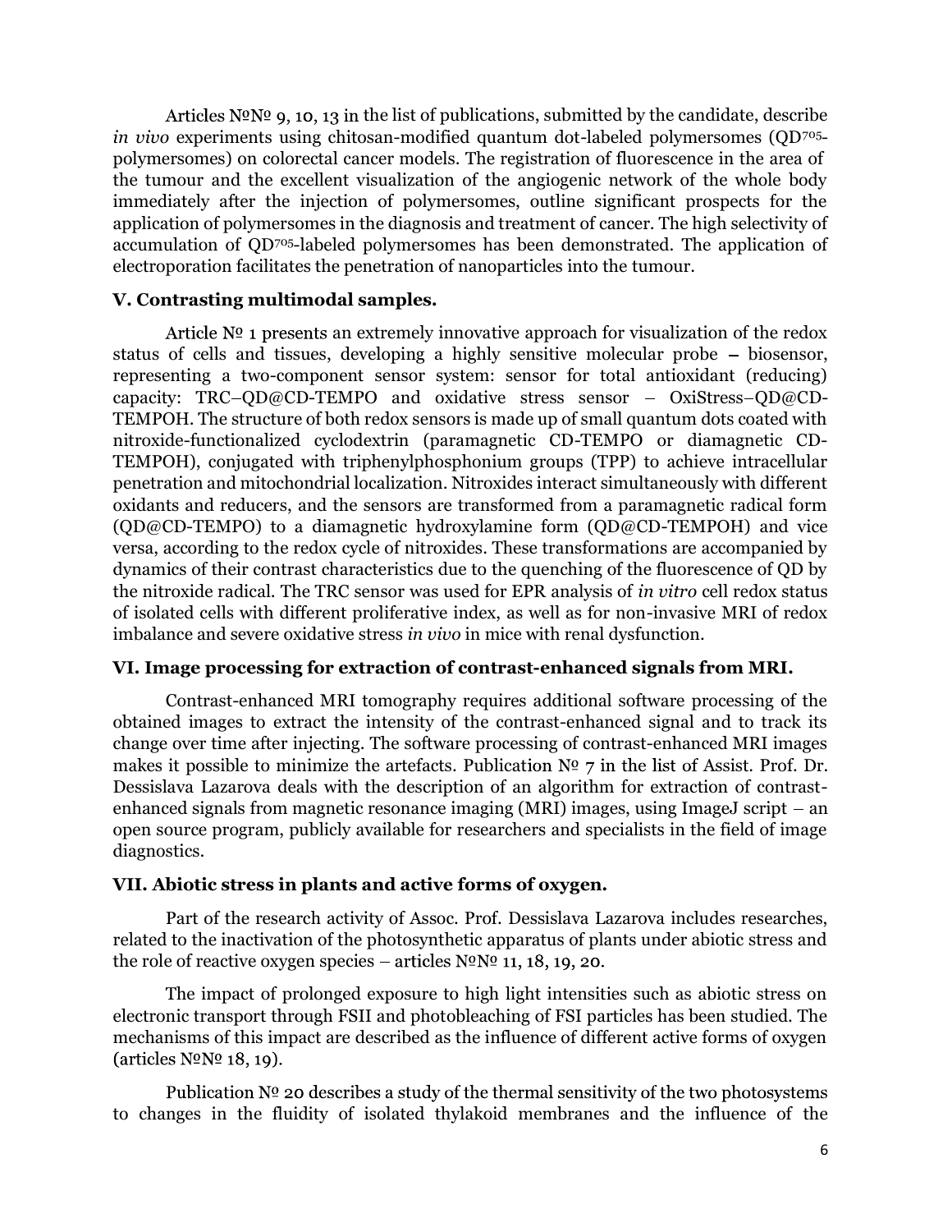Articles №№ 9, 10, 13 in the list of publications, submitted by the candidate, describe *in vivo* experiments using chitosan-modified quantum dot-labeled polymersomes ($QD^{705}$-polymersomes) on colorectal cancer models. The registration of fluorescence in the area of the tumour and the excellent visualization of the angiogenic network of the whole body immediately after the injection of polymersomes, outline significant prospects for the application of polymersomes in the diagnosis and treatment of cancer. The high selectivity of accumulation of $QD^{705}$-labeled polymersomes has been demonstrated. The application of electroporation facilitates the penetration of nanoparticles into the tumour.

### V. Contrasting multimodal samples.

Article № 1 presents an extremely innovative approach for visualization of the redox status of cells and tissues, developing a highly sensitive molecular probe – biosensor, representing a two-component sensor system: sensor for total antioxidant (reducing) capacity: TRC–QD@CD-TEMPO and oxidative stress sensor – OxiStress–QD@CD-TEMPOH. The structure of both redox sensors is made up of small quantum dots coated with nitroxide-functionalized cyclodextrin (paramagnetic CD-TEMPO or diamagnetic CD-TEMPOH), conjugated with triphenylphosphonium groups (TPP) to achieve intracellular penetration and mitochondrial localization. Nitroxides interact simultaneously with different oxidants and reducers, and the sensors are transformed from a paramagnetic radical form (QD@CD-TEMPO) to a diamagnetic hydroxylamine form (QD@CD-TEMPOH) and vice versa, according to the redox cycle of nitroxides. These transformations are accompanied by dynamics of their contrast characteristics due to the quenching of the fluorescence of QD by the nitroxide radical. The TRC sensor was used for EPR analysis of *in vitro* cell redox status of isolated cells with different proliferative index, as well as for non-invasive MRI of redox imbalance and severe oxidative stress *in vivo* in mice with renal dysfunction.

### VI. Image processing for extraction of contrast-enhanced signals from MRI.

Contrast-enhanced MRI tomography requires additional software processing of the obtained images to extract the intensity of the contrast-enhanced signal and to track its change over time after injecting. The software processing of contrast-enhanced MRI images makes it possible to minimize the artefacts. Publication № 7 in the list of Assist. Prof. Dr. Dessislava Lazarova deals with the description of an algorithm for extraction of contrast-enhanced signals from magnetic resonance imaging (MRI) images, using ImageJ script – an open source program, publicly available for researchers and specialists in the field of image diagnostics.

### VII. Abiotic stress in plants and active forms of oxygen.

Part of the research activity of Assoc. Prof. Dessislava Lazarova includes researches, related to the inactivation of the photosynthetic apparatus of plants under abiotic stress and the role of reactive oxygen species – articles №№ 11, 18, 19, 20.

The impact of prolonged exposure to high light intensities such as abiotic stress on electronic transport through FSII and photobleaching of FSI particles has been studied. The mechanisms of this impact are described as the influence of different active forms of oxygen (articles №№ 18, 19).

Publication № 20 describes a study of the thermal sensitivity of the two photosystems to changes in the fluidity of isolated thylakoid membranes and the influence of the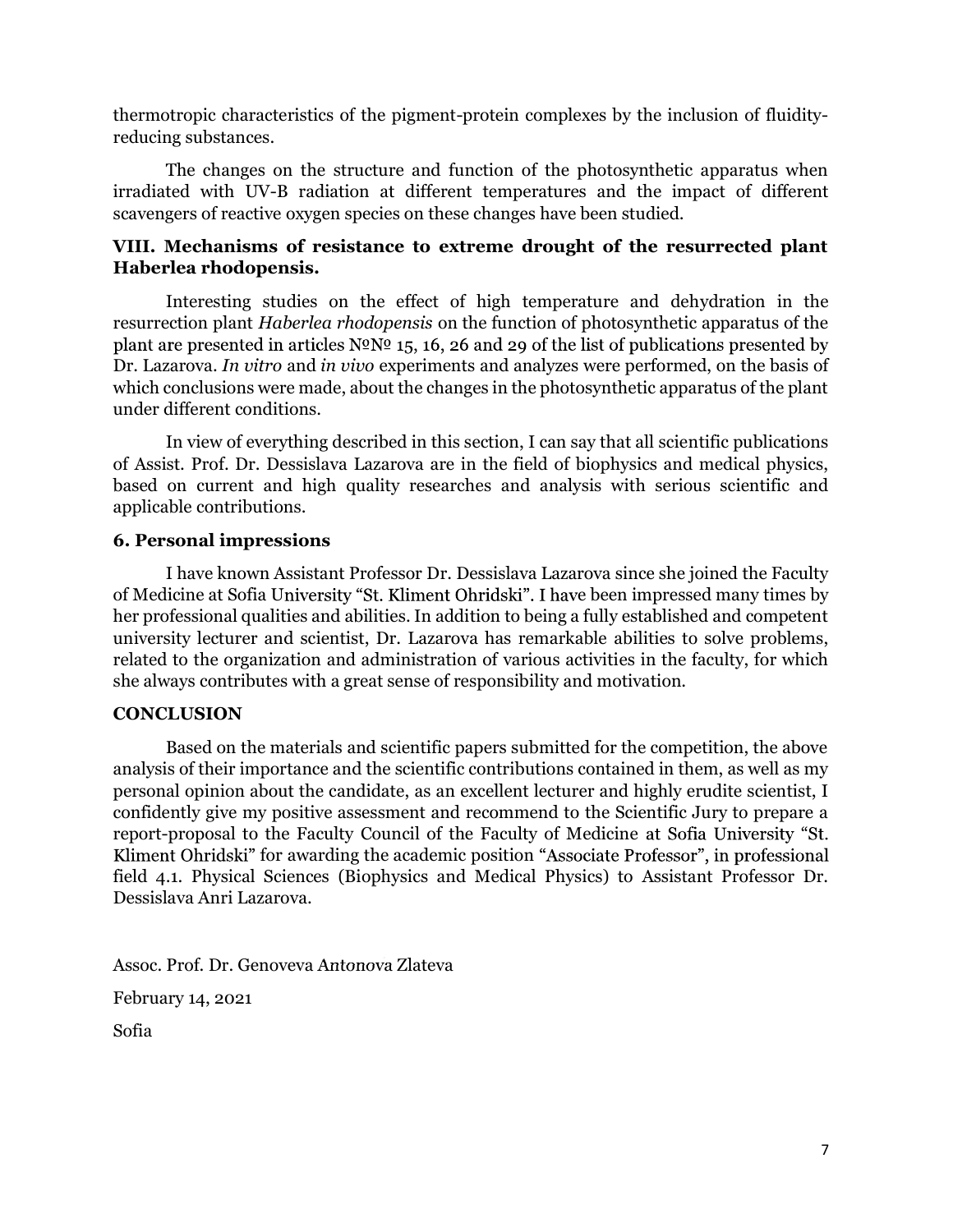thermotropic characteristics of the pigment-protein complexes by the inclusion of fluidity-reducing substances.

The changes on the structure and function of the photosynthetic apparatus when irradiated with UV-B radiation at different temperatures and the impact of different scavengers of reactive oxygen species on these changes have been studied.

### VIII. Mechanisms of resistance to extreme drought of the resurrected plant Haberlea rhodopensis.

Interesting studies on the effect of high temperature and dehydration in the resurrection plant *Haberlea rhodopensis* on the function of photosynthetic apparatus of the plant are presented in articles №№ 15, 16, 26 and 29 of the list of publications presented by Dr. Lazarova. *In vitro* and *in vivo* experiments and analyzes were performed, on the basis of which conclusions were made, about the changes in the photosynthetic apparatus of the plant under different conditions.

In view of everything described in this section, I can say that all scientific publications of Assist. Prof. Dr. Dessislava Lazarova are in the field of biophysics and medical physics, based on current and high quality researches and analysis with serious scientific and applicable contributions.

### 6. Personal impressions

I have known Assistant Professor Dr. Dessislava Lazarova since she joined the Faculty of Medicine at Sofia University "St. Kliment Ohridski". I have been impressed many times by her professional qualities and abilities. In addition to being a fully established and competent university lecturer and scientist, Dr. Lazarova has remarkable abilities to solve problems, related to the organization and administration of various activities in the faculty, for which she always contributes with a great sense of responsibility and motivation.

### CONCLUSION

Based on the materials and scientific papers submitted for the competition, the above analysis of their importance and the scientific contributions contained in them, as well as my personal opinion about the candidate, as an excellent lecturer and highly erudite scientist, I confidently give my positive assessment and recommend to the Scientific Jury to prepare a report-proposal to the Faculty Council of the Faculty of Medicine at Sofia University "St. Kliment Ohridski" for awarding the academic position "Associate Professor", in professional field 4.1. Physical Sciences (Biophysics and Medical Physics) to Assistant Professor Dr. Dessislava Anri Lazarova.

Assoc. Prof. Dr. Genoveva Antonova Zlateva

February 14, 2021

Sofia